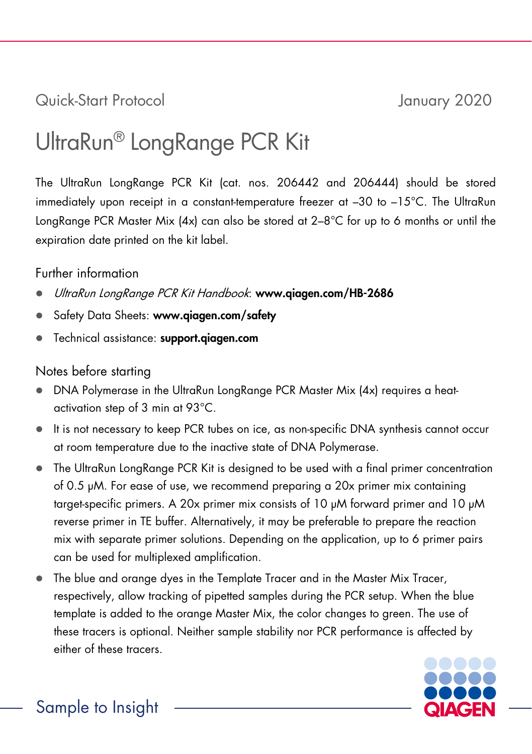Quick-Start Protocol

January 2020

# UltraRun® LongRange PCR Kit

The UltraRun LongRange PCR Kit (cat. nos. 206442 and 206444) should be stored immediately upon receipt in a constant-temperature freezer at –30 to –15°C. The UltraRun LongRange PCR Master Mix (4x) can also be stored at 2–8°C for up to 6 months or until the expiration date printed on the kit label.

## Further information

- *UltraRun LongRange PCR Kit Handbook*: **www.qiagen.com/HB-2686**
- Safety Data Sheets: **www.qiagen.com/safety**
- Technical assistance: **support.qiagen.com**

## Notes before starting

- DNA Polymerase in the UltraRun LongRange PCR Master Mix (4x) requires a heat-activation step of 3 min at 93°C.
- It is not necessary to keep PCR tubes on ice, as non-specific DNA synthesis cannot occur at room temperature due to the inactive state of DNA Polymerase.
- The UltraRun LongRange PCR Kit is designed to be used with a final primer concentration of 0.5 µM. For ease of use, we recommend preparing a 20x primer mix containing target-specific primers. A 20x primer mix consists of 10 µM forward primer and 10 µM reverse primer in TE buffer. Alternatively, it may be preferable to prepare the reaction mix with separate primer solutions. Depending on the application, up to 6 primer pairs can be used for multiplexed amplification.
- The blue and orange dyes in the Template Tracer and in the Master Mix Tracer, respectively, allow tracking of pipetted samples during the PCR setup. When the blue template is added to the orange Master Mix, the color changes to green. The use of these tracers is optional. Neither sample stability nor PCR performance is affected by either of these tracers.

Sample to Insight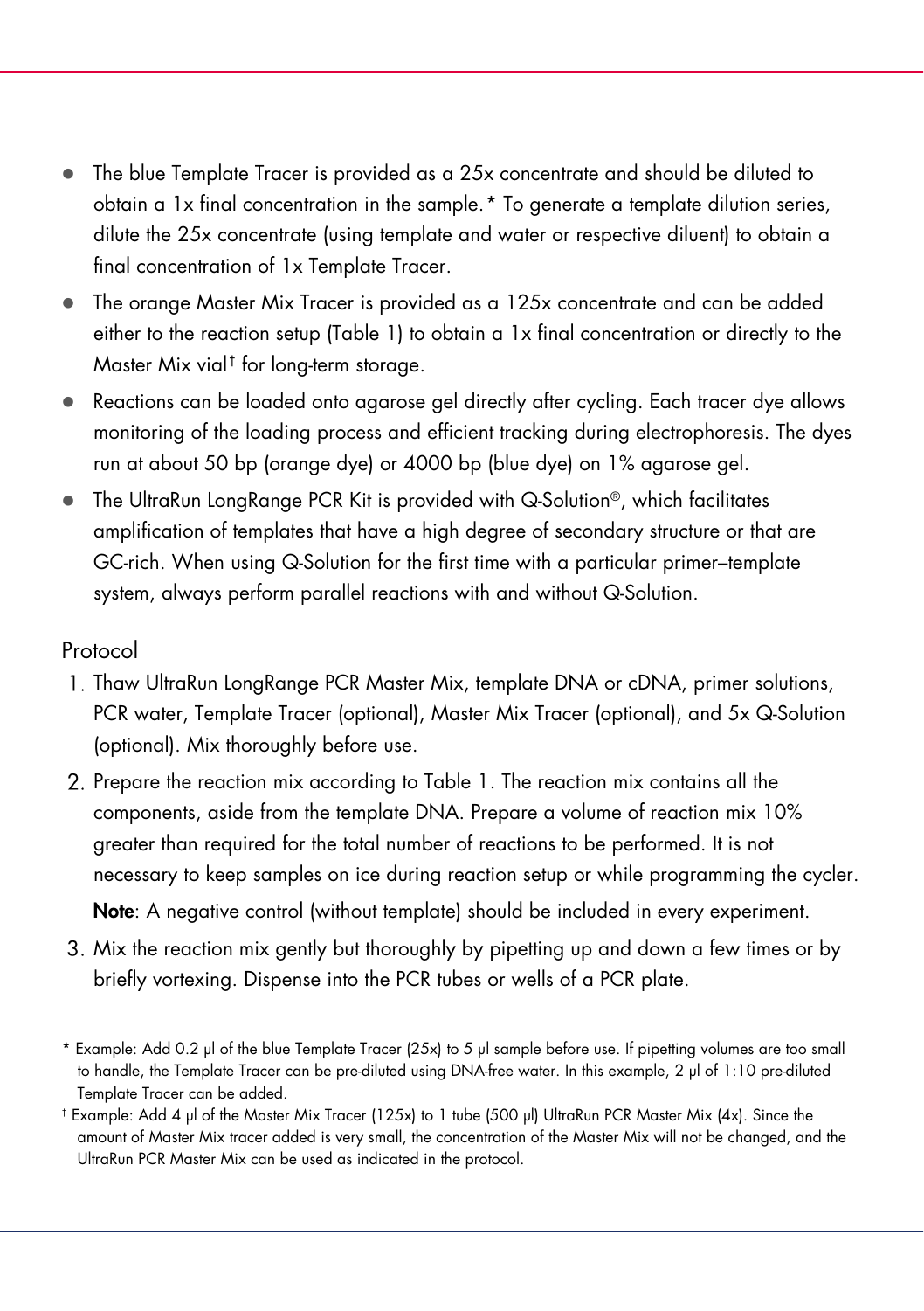- The blue Template Tracer is provided as a 25x concentrate and should be diluted to obtain a 1x final concentration in the sample.* To generate a template dilution series, dilute the 25x concentrate (using template and water or respective diluent) to obtain a final concentration of 1x Template Tracer.
- The orange Master Mix Tracer is provided as a 125x concentrate and can be added either to the reaction setup (Table 1) to obtain a 1x final concentration or directly to the Master Mix vial† for long-term storage.
- Reactions can be loaded onto agarose gel directly after cycling. Each tracer dye allows monitoring of the loading process and efficient tracking during electrophoresis. The dyes run at about 50 bp (orange dye) or 4000 bp (blue dye) on 1% agarose gel.
- The UltraRun LongRange PCR Kit is provided with Q-Solution®, which facilitates amplification of templates that have a high degree of secondary structure or that are GC-rich. When using Q-Solution for the first time with a particular primer–template system, always perform parallel reactions with and without Q-Solution.

## Protocol

1. Thaw UltraRun LongRange PCR Master Mix, template DNA or cDNA, primer solutions, PCR water, Template Tracer (optional), Master Mix Tracer (optional), and 5x Q-Solution (optional). Mix thoroughly before use.
2. Prepare the reaction mix according to Table 1. The reaction mix contains all the components, aside from the template DNA. Prepare a volume of reaction mix 10% greater than required for the total number of reactions to be performed. It is not necessary to keep samples on ice during reaction setup or while programming the cycler.

   **Note**: A negative control (without template) should be included in every experiment.
3. Mix the reaction mix gently but thoroughly by pipetting up and down a few times or by briefly vortexing. Dispense into the PCR tubes or wells of a PCR plate.

* Example: Add 0.2 µl of the blue Template Tracer (25x) to 5 µl sample before use. If pipetting volumes are too small to handle, the Template Tracer can be pre-diluted using DNA-free water. In this example, 2 µl of 1:10 pre-diluted Template Tracer can be added.

† Example: Add 4 µl of the Master Mix Tracer (125x) to 1 tube (500 µl) UltraRun PCR Master Mix (4x). Since the amount of Master Mix tracer added is very small, the concentration of the Master Mix will not be changed, and the UltraRun PCR Master Mix can be used as indicated in the protocol.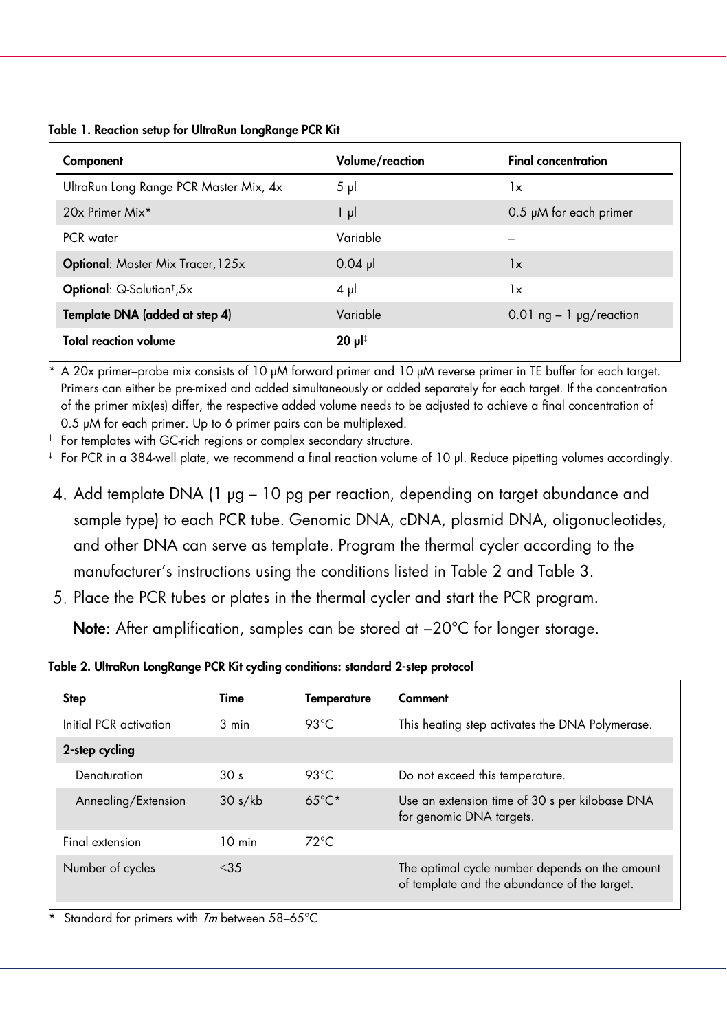**Table 1. Reaction setup for UltraRun LongRange PCR Kit**

| Component | Volume/reaction | Final concentration |
|---|---|---|
| UltraRun Long Range PCR Master Mix, 4x | 5 µl | 1x |
| 20x Primer Mix* | 1 µl | 0.5 µM for each primer |
| PCR water | Variable | – |
| **Optional**: Master Mix Tracer,125x | 0.04 µl | 1x |
| **Optional**: Q-Solution†,5x | 4 µl | 1x |
| **Template DNA (added at step 4)** | Variable | 0.01 ng – 1 µg/reaction |
| **Total reaction volume** | **20 µl‡** | |

\* A 20x primer–probe mix consists of 10 µM forward primer and 10 µM reverse primer in TE buffer for each target. Primers can either be pre-mixed and added simultaneously or added separately for each target. If the concentration of the primer mix(es) differ, the respective added volume needs to be adjusted to achieve a final concentration of 0.5 µM for each primer. Up to 6 primer pairs can be multiplexed.

† For templates with GC-rich regions or complex secondary structure.

‡ For PCR in a 384-well plate, we recommend a final reaction volume of 10 µl. Reduce pipetting volumes accordingly.

4. Add template DNA (1 µg – 10 pg per reaction, depending on target abundance and sample type) to each PCR tube. Genomic DNA, cDNA, plasmid DNA, oligonucleotides, and other DNA can serve as template. Program the thermal cycler according to the manufacturer's instructions using the conditions listed in Table 2 and Table 3.
5. Place the PCR tubes or plates in the thermal cycler and start the PCR program.

   **Note**: After amplification, samples can be stored at –20°C for longer storage.

**Table 2. UltraRun LongRange PCR Kit cycling conditions: standard 2-step protocol**

| Step | Time | Temperature | Comment |
|---|---|---|---|
| Initial PCR activation | 3 min | 93°C | This heating step activates the DNA Polymerase. |
| **2-step cycling** | | | |
| Denaturation | 30 s | 93°C | Do not exceed this temperature. |
| Annealing/Extension | 30 s/kb | 65°C* | Use an extension time of 30 s per kilobase DNA for genomic DNA targets. |
| Final extension | 10 min | 72°C | |
| Number of cycles | ≤35 | | The optimal cycle number depends on the amount of template and the abundance of the target. |

\* Standard for primers with *Tm* between 58–65°C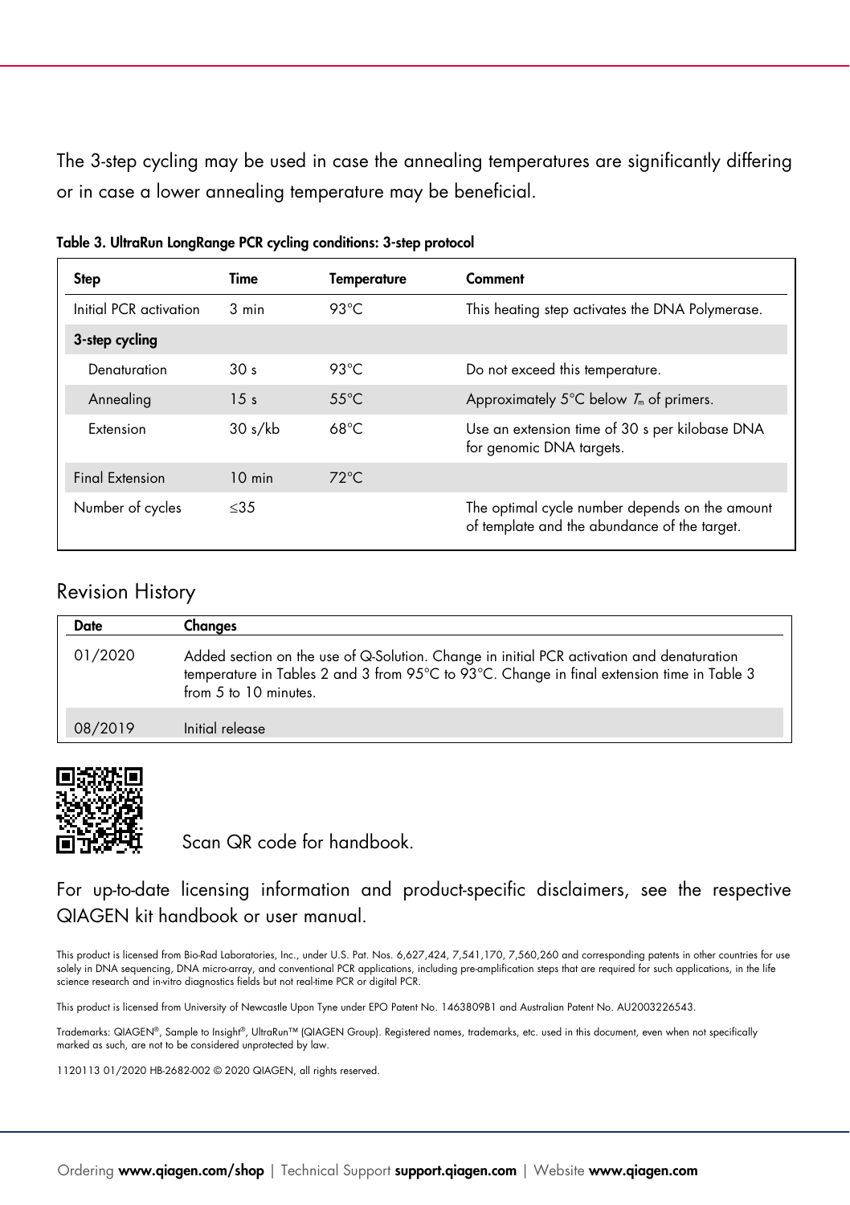The 3-step cycling may be used in case the annealing temperatures are significantly differing or in case a lower annealing temperature may be beneficial.

**Table 3. UltraRun LongRange PCR cycling conditions: 3-step protocol**

| Step | Time | Temperature | Comment |
|---|---|---|---|
| Initial PCR activation | 3 min | 93°C | This heating step activates the DNA Polymerase. |
| **3-step cycling** | | | |
| Denaturation | 30 s | 93°C | Do not exceed this temperature. |
| Annealing | 15 s | 55°C | Approximately 5°C below $T_m$ of primers. |
| Extension | 30 s/kb | 68°C | Use an extension time of 30 s per kilobase DNA for genomic DNA targets. |
| Final Extension | 10 min | 72°C | |
| Number of cycles | ≤35 | | The optimal cycle number depends on the amount of template and the abundance of the target. |

## Revision History

| Date | Changes |
|---|---|
| 01/2020 | Added section on the use of Q-Solution. Change in initial PCR activation and denaturation temperature in Tables 2 and 3 from 95°C to 93°C. Change in final extension time in Table 3 from 5 to 10 minutes. |
| 08/2019 | Initial release |

Scan QR code for handbook.

For up-to-date licensing information and product-specific disclaimers, see the respective QIAGEN kit handbook or user manual.

This product is licensed from Bio-Rad Laboratories, Inc., under U.S. Pat. Nos. 6,627,424, 7,541,170, 7,560,260 and corresponding patents in other countries for use solely in DNA sequencing, DNA micro-array, and conventional PCR applications, including pre-amplification steps that are required for such applications, in the life science research and in-vitro diagnostics fields but not real-time PCR or digital PCR.

This product is licensed from University of Newcastle Upon Tyne under EPO Patent No. 1463809B1 and Australian Patent No. AU2003226543.

Trademarks: QIAGEN®, Sample to Insight®, UltraRun™ (QIAGEN Group). Registered names, trademarks, etc. used in this document, even when not specifically marked as such, are not to be considered unprotected by law.

1120113 01/2020 HB-2682-002 © 2020 QIAGEN, all rights reserved.

Ordering **www.qiagen.com/shop** | Technical Support **support.qiagen.com** | Website **www.qiagen.com**